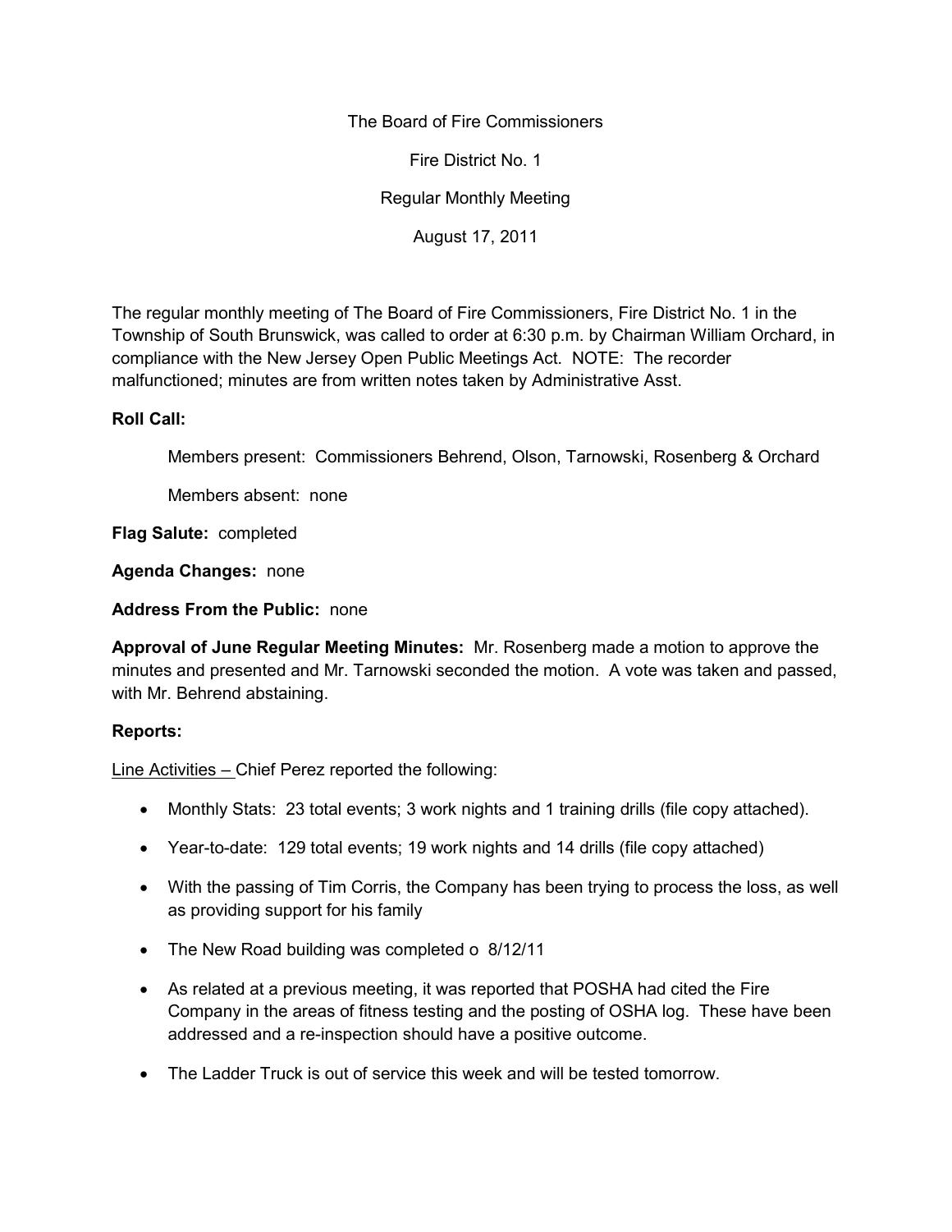The Board of Fire Commissioners

Fire District No. 1

Regular Monthly Meeting

August 17, 2011

The regular monthly meeting of The Board of Fire Commissioners, Fire District No. 1 in the Township of South Brunswick, was called to order at 6:30 p.m. by Chairman William Orchard, in compliance with the New Jersey Open Public Meetings Act. NOTE: The recorder malfunctioned; minutes are from written notes taken by Administrative Asst.

**Roll Call:**

Members present: Commissioners Behrend, Olson, Tarnowski, Rosenberg & Orchard

Members absent: none

**Flag Salute:** completed

**Agenda Changes:** none

**Address From the Public:** none

**Approval of June Regular Meeting Minutes:** Mr. Rosenberg made a motion to approve the minutes and presented and Mr. Tarnowski seconded the motion. A vote was taken and passed, with Mr. Behrend abstaining.

**Reports:**

Line Activities – Chief Perez reported the following:

- Monthly Stats: 23 total events; 3 work nights and 1 training drills (file copy attached).
- Year-to-date: 129 total events; 19 work nights and 14 drills (file copy attached)
- With the passing of Tim Corris, the Company has been trying to process the loss, as well as providing support for his family
- The New Road building was completed o 8/12/11
- As related at a previous meeting, it was reported that POSHA had cited the Fire Company in the areas of fitness testing and the posting of OSHA log. These have been addressed and a re-inspection should have a positive outcome.
- The Ladder Truck is out of service this week and will be tested tomorrow.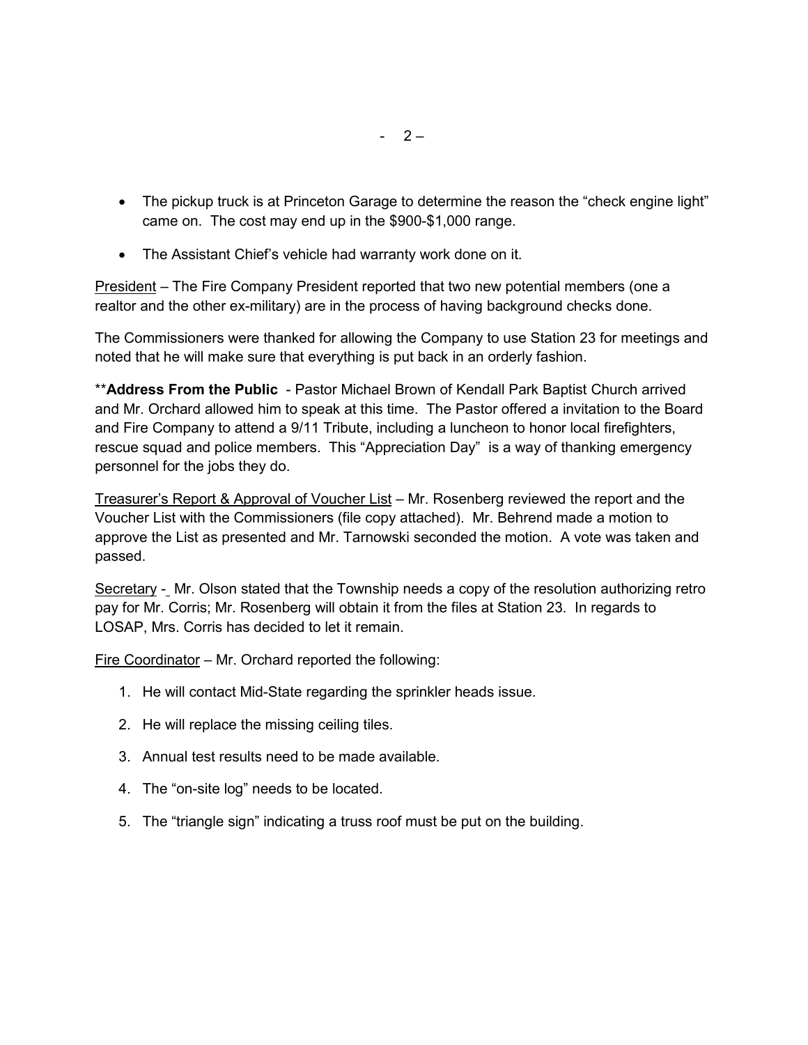- The pickup truck is at Princeton Garage to determine the reason the "check engine light" came on. The cost may end up in the $900-$1,000 range.

- The Assistant Chief's vehicle had warranty work done on it.

President – The Fire Company President reported that two new potential members (one a realtor and the other ex-military) are in the process of having background checks done.

The Commissioners were thanked for allowing the Company to use Station 23 for meetings and noted that he will make sure that everything is put back in an orderly fashion.

**\*\*Address From the Public** - Pastor Michael Brown of Kendall Park Baptist Church arrived and Mr. Orchard allowed him to speak at this time. The Pastor offered a invitation to the Board and Fire Company to attend a 9/11 Tribute, including a luncheon to honor local firefighters, rescue squad and police members. This "Appreciation Day" is a way of thanking emergency personnel for the jobs they do.

Treasurer's Report & Approval of Voucher List – Mr. Rosenberg reviewed the report and the Voucher List with the Commissioners (file copy attached). Mr. Behrend made a motion to approve the List as presented and Mr. Tarnowski seconded the motion. A vote was taken and passed.

Secretary - Mr. Olson stated that the Township needs a copy of the resolution authorizing retro pay for Mr. Corris; Mr. Rosenberg will obtain it from the files at Station 23. In regards to LOSAP, Mrs. Corris has decided to let it remain.

Fire Coordinator – Mr. Orchard reported the following:

1. He will contact Mid-State regarding the sprinkler heads issue.

2. He will replace the missing ceiling tiles.

3. Annual test results need to be made available.

4. The "on-site log" needs to be located.

5. The "triangle sign" indicating a truss roof must be put on the building.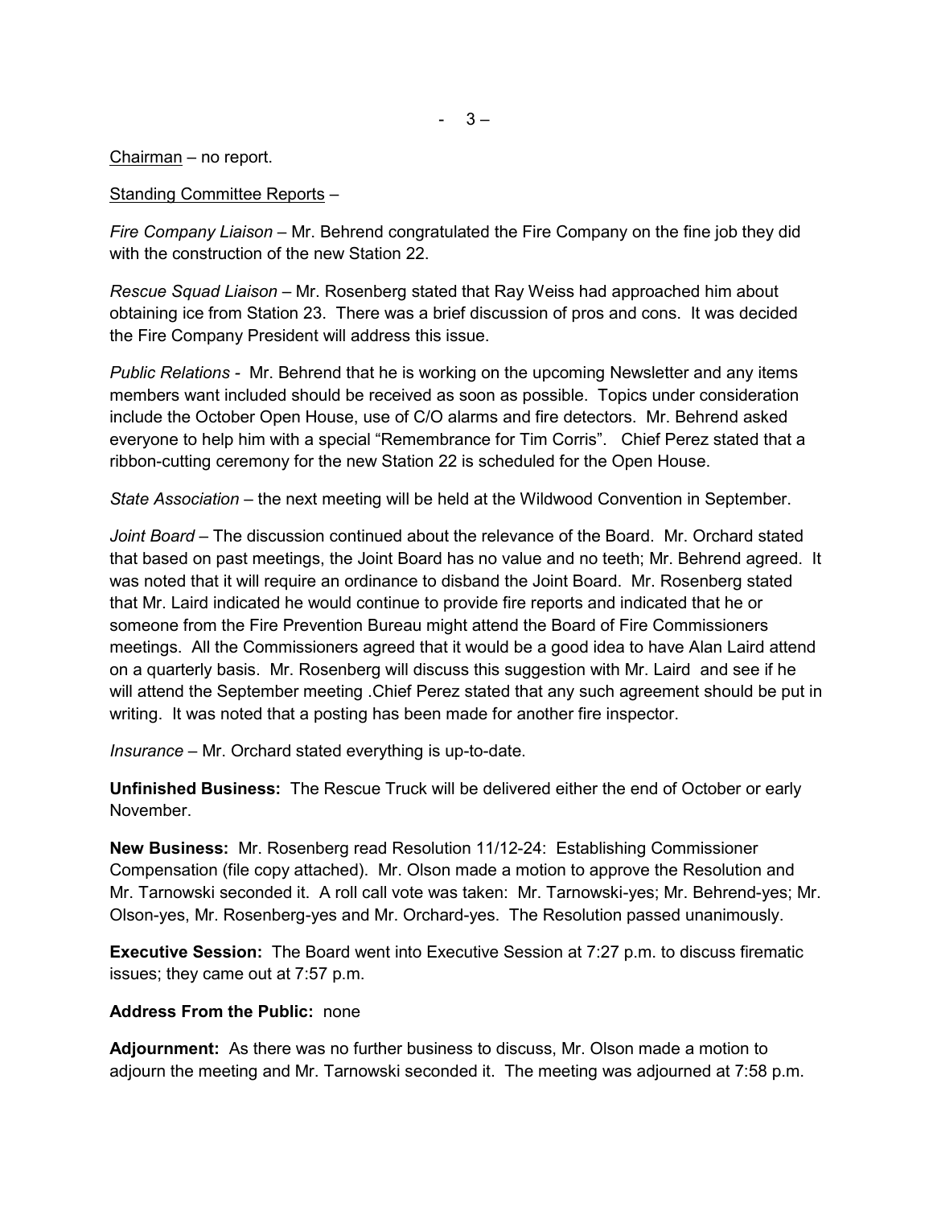Chairman – no report.

Standing Committee Reports –

*Fire Company Liaison* – Mr. Behrend congratulated the Fire Company on the fine job they did with the construction of the new Station 22.

*Rescue Squad Liaison* – Mr. Rosenberg stated that Ray Weiss had approached him about obtaining ice from Station 23. There was a brief discussion of pros and cons. It was decided the Fire Company President will address this issue.

*Public Relations* - Mr. Behrend that he is working on the upcoming Newsletter and any items members want included should be received as soon as possible. Topics under consideration include the October Open House, use of C/O alarms and fire detectors. Mr. Behrend asked everyone to help him with a special "Remembrance for Tim Corris". Chief Perez stated that a ribbon-cutting ceremony for the new Station 22 is scheduled for the Open House.

*State Association* – the next meeting will be held at the Wildwood Convention in September.

*Joint Board* – The discussion continued about the relevance of the Board. Mr. Orchard stated that based on past meetings, the Joint Board has no value and no teeth; Mr. Behrend agreed. It was noted that it will require an ordinance to disband the Joint Board. Mr. Rosenberg stated that Mr. Laird indicated he would continue to provide fire reports and indicated that he or someone from the Fire Prevention Bureau might attend the Board of Fire Commissioners meetings. All the Commissioners agreed that it would be a good idea to have Alan Laird attend on a quarterly basis. Mr. Rosenberg will discuss this suggestion with Mr. Laird and see if he will attend the September meeting .Chief Perez stated that any such agreement should be put in writing. It was noted that a posting has been made for another fire inspector.

*Insurance* – Mr. Orchard stated everything is up-to-date.

**Unfinished Business:** The Rescue Truck will be delivered either the end of October or early November.

**New Business:** Mr. Rosenberg read Resolution 11/12-24: Establishing Commissioner Compensation (file copy attached). Mr. Olson made a motion to approve the Resolution and Mr. Tarnowski seconded it. A roll call vote was taken: Mr. Tarnowski-yes; Mr. Behrend-yes; Mr. Olson-yes, Mr. Rosenberg-yes and Mr. Orchard-yes. The Resolution passed unanimously.

**Executive Session:** The Board went into Executive Session at 7:27 p.m. to discuss firematic issues; they came out at 7:57 p.m.

**Address From the Public:** none

**Adjournment:** As there was no further business to discuss, Mr. Olson made a motion to adjourn the meeting and Mr. Tarnowski seconded it. The meeting was adjourned at 7:58 p.m.